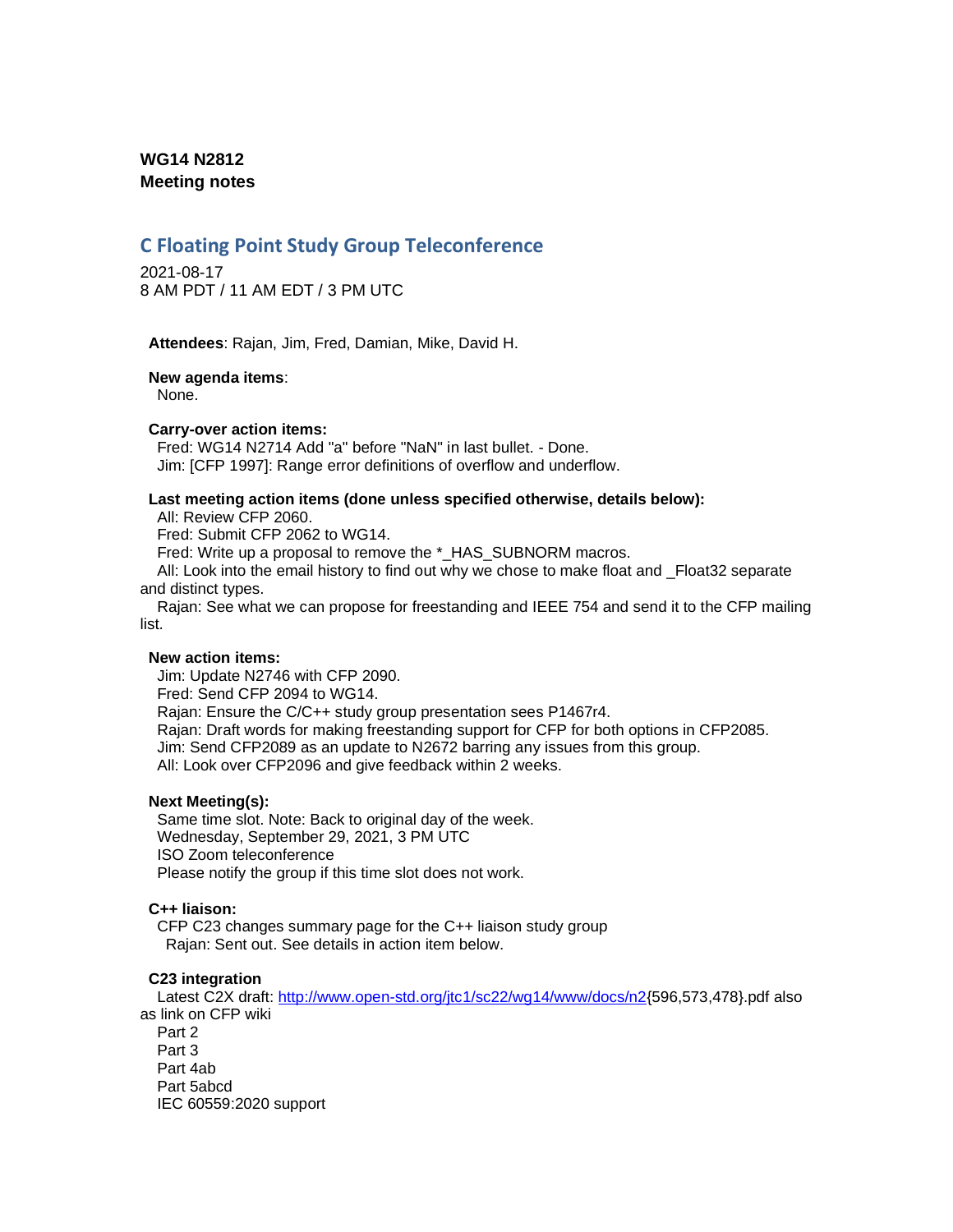**WG14 N2812**
**Meeting notes**

## C Floating Point Study Group Teleconference

2021-08-17
8 AM PDT / 11 AM EDT / 3 PM UTC

**Attendees**: Rajan, Jim, Fred, Damian, Mike, David H.

**New agenda items**:
None.

**Carry-over action items:**
Fred: WG14 N2714 Add "a" before "NaN" in last bullet. - Done.
Jim: [CFP 1997]: Range error definitions of overflow and underflow.

**Last meeting action items (done unless specified otherwise, details below):**
All: Review CFP 2060.
Fred: Submit CFP 2062 to WG14.
Fred: Write up a proposal to remove the *_HAS_SUBNORM macros.
All: Look into the email history to find out why we chose to make float and _Float32 separate and distinct types.
Rajan: See what we can propose for freestanding and IEEE 754 and send it to the CFP mailing list.

**New action items:**
Jim: Update N2746 with CFP 2090.
Fred: Send CFP 2094 to WG14.
Rajan: Ensure the C/C++ study group presentation sees P1467r4.
Rajan: Draft words for making freestanding support for CFP for both options in CFP2085.
Jim: Send CFP2089 as an update to N2672 barring any issues from this group.
All: Look over CFP2096 and give feedback within 2 weeks.

**Next Meeting(s):**
Same time slot. Note: Back to original day of the week.
Wednesday, September 29, 2021, 3 PM UTC
ISO Zoom teleconference
Please notify the group if this time slot does not work.

**C++ liaison:**
CFP C23 changes summary page for the C++ liaison study group
Rajan: Sent out. See details in action item below.

**C23 integration**
Latest C2X draft: [http://www.open-std.org/jtc1/sc22/wg14/www/docs/n2](http://www.open-std.org/jtc1/sc22/wg14/www/docs/n2){596,573,478}.pdf also as link on CFP wiki
Part 2
Part 3
Part 4ab
Part 5abcd
IEC 60559:2020 support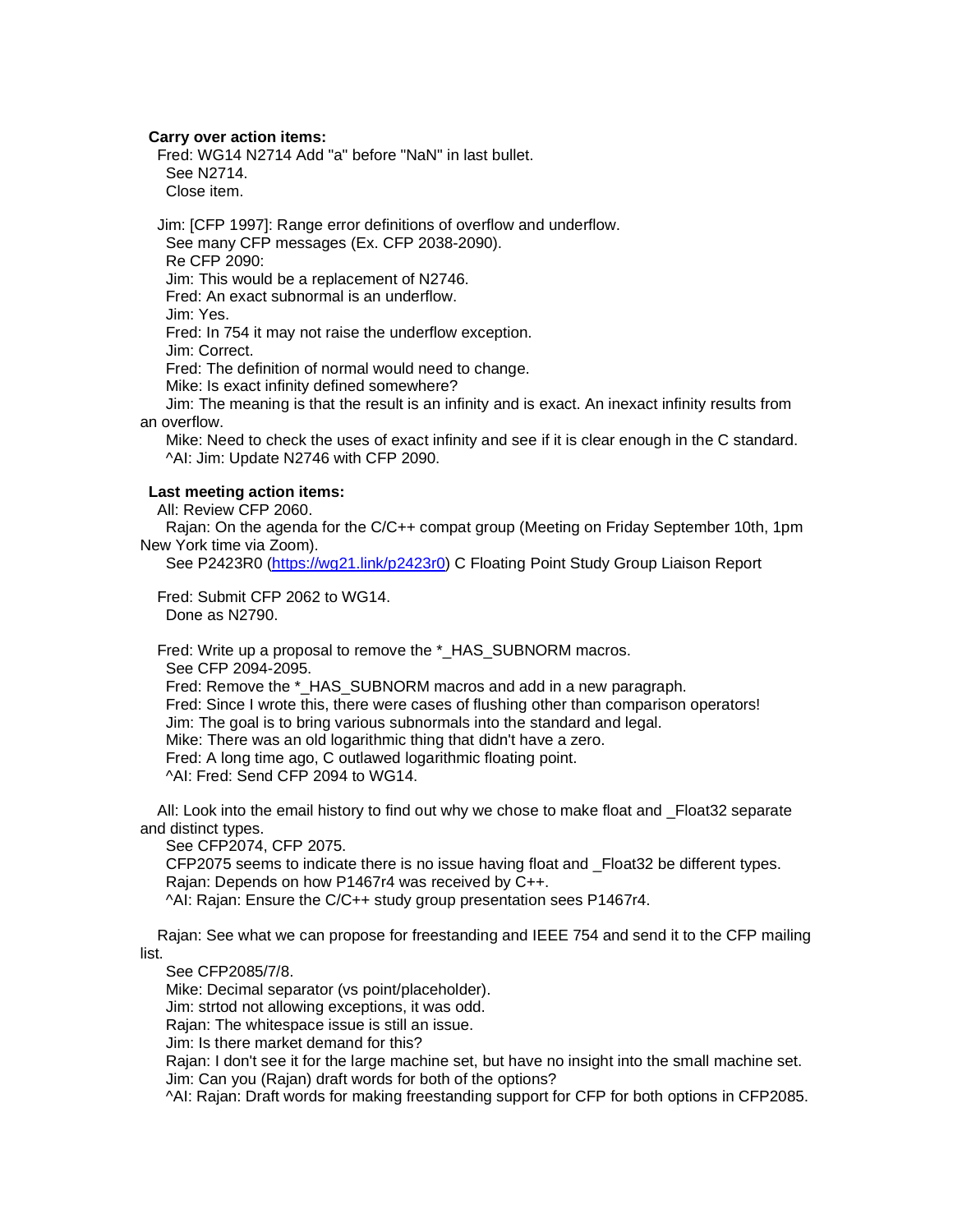**Carry over action items:**

Fred: WG14 N2714 Add "a" before "NaN" in last bullet.
  See N2714.
  Close item.

Jim: [CFP 1997]: Range error definitions of overflow and underflow.
  See many CFP messages (Ex. CFP 2038-2090).
  Re CFP 2090:
  Jim: This would be a replacement of N2746.
  Fred: An exact subnormal is an underflow.
  Jim: Yes.
  Fred: In 754 it may not raise the underflow exception.
  Jim: Correct.
  Fred: The definition of normal would need to change.
  Mike: Is exact infinity defined somewhere?
  Jim: The meaning is that the result is an infinity and is exact. An inexact infinity results from an overflow.
  Mike: Need to check the uses of exact infinity and see if it is clear enough in the C standard.
  ^AI: Jim: Update N2746 with CFP 2090.

**Last meeting action items:**

All: Review CFP 2060.
  Rajan: On the agenda for the C/C++ compat group (Meeting on Friday September 10th, 1pm New York time via Zoom).
  See P2423R0 (https://wg21.link/p2423r0) C Floating Point Study Group Liaison Report

Fred: Submit CFP 2062 to WG14.
  Done as N2790.

Fred: Write up a proposal to remove the *_HAS_SUBNORM macros.
  See CFP 2094-2095.
  Fred: Remove the *_HAS_SUBNORM macros and add in a new paragraph.
  Fred: Since I wrote this, there were cases of flushing other than comparison operators!
  Jim: The goal is to bring various subnormals into the standard and legal.
  Mike: There was an old logarithmic thing that didn't have a zero.
  Fred: A long time ago, C outlawed logarithmic floating point.
  ^AI: Fred: Send CFP 2094 to WG14.

All: Look into the email history to find out why we chose to make float and _Float32 separate and distinct types.
  See CFP2074, CFP 2075.
  CFP2075 seems to indicate there is no issue having float and _Float32 be different types.
  Rajan: Depends on how P1467r4 was received by C++.
  ^AI: Rajan: Ensure the C/C++ study group presentation sees P1467r4.

Rajan: See what we can propose for freestanding and IEEE 754 and send it to the CFP mailing list.
  See CFP2085/7/8.
  Mike: Decimal separator (vs point/placeholder).
  Jim: strtod not allowing exceptions, it was odd.
  Rajan: The whitespace issue is still an issue.
  Jim: Is there market demand for this?
  Rajan: I don't see it for the large machine set, but have no insight into the small machine set.
  Jim: Can you (Rajan) draft words for both of the options?
  ^AI: Rajan: Draft words for making freestanding support for CFP for both options in CFP2085.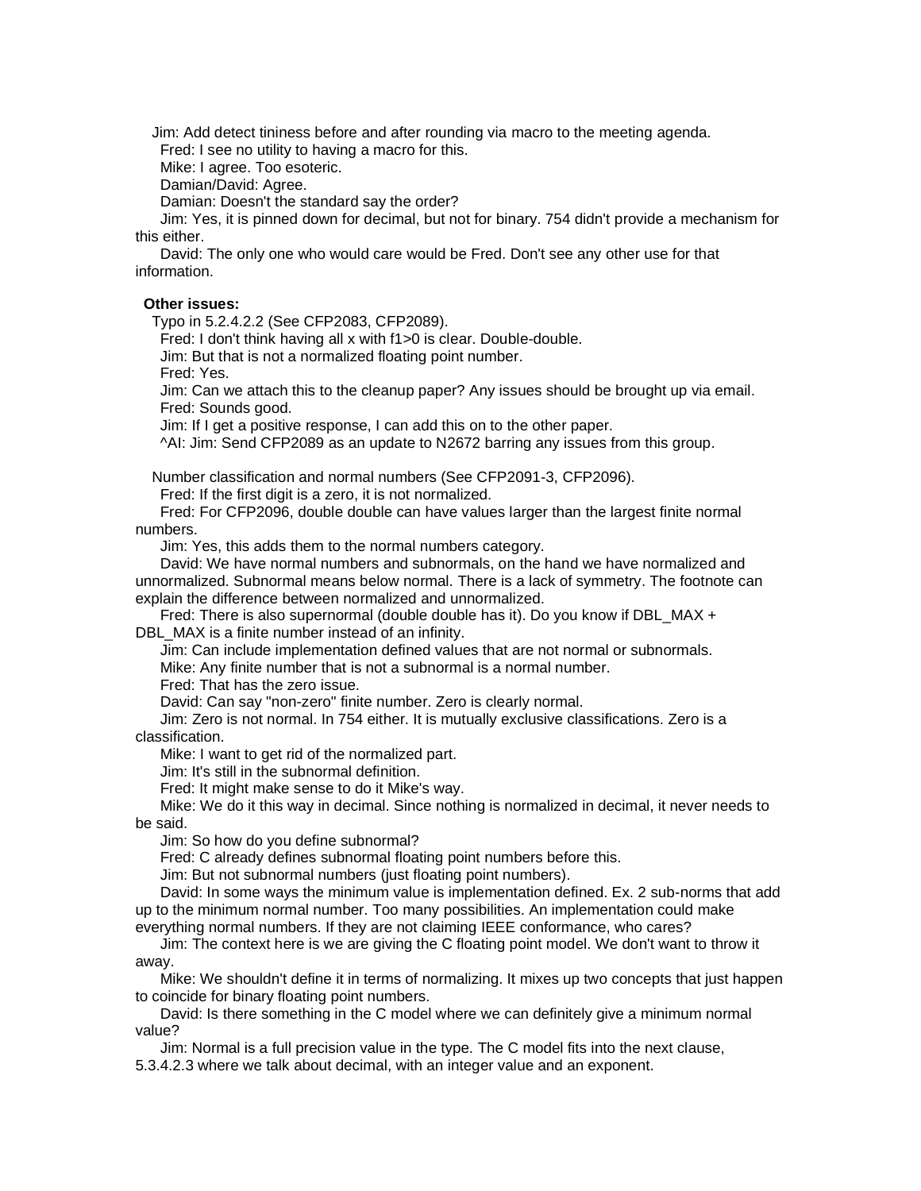Jim: Add detect tininess before and after rounding via macro to the meeting agenda.

Fred: I see no utility to having a macro for this.

Mike: I agree. Too esoteric.

Damian/David: Agree.

Damian: Doesn't the standard say the order?

Jim: Yes, it is pinned down for decimal, but not for binary. 754 didn't provide a mechanism for this either.

David: The only one who would care would be Fred. Don't see any other use for that information.

**Other issues:**

Typo in 5.2.4.2.2 (See CFP2083, CFP2089).

Fred: I don't think having all x with f1>0 is clear. Double-double.

Jim: But that is not a normalized floating point number.

Fred: Yes.

Jim: Can we attach this to the cleanup paper? Any issues should be brought up via email.

Fred: Sounds good.

Jim: If I get a positive response, I can add this on to the other paper.

^AI: Jim: Send CFP2089 as an update to N2672 barring any issues from this group.

Number classification and normal numbers (See CFP2091-3, CFP2096).

Fred: If the first digit is a zero, it is not normalized.

Fred: For CFP2096, double double can have values larger than the largest finite normal numbers.

Jim: Yes, this adds them to the normal numbers category.

David: We have normal numbers and subnormals, on the hand we have normalized and unnormalized. Subnormal means below normal. There is a lack of symmetry. The footnote can explain the difference between normalized and unnormalized.

Fred: There is also supernormal (double double has it). Do you know if DBL_MAX + DBL_MAX is a finite number instead of an infinity.

Jim: Can include implementation defined values that are not normal or subnormals.

Mike: Any finite number that is not a subnormal is a normal number.

Fred: That has the zero issue.

David: Can say "non-zero" finite number. Zero is clearly normal.

Jim: Zero is not normal. In 754 either. It is mutually exclusive classifications. Zero is a classification.

Mike: I want to get rid of the normalized part.

Jim: It's still in the subnormal definition.

Fred: It might make sense to do it Mike's way.

Mike: We do it this way in decimal. Since nothing is normalized in decimal, it never needs to be said.

Jim: So how do you define subnormal?

Fred: C already defines subnormal floating point numbers before this.

Jim: But not subnormal numbers (just floating point numbers).

David: In some ways the minimum value is implementation defined. Ex. 2 sub-norms that add up to the minimum normal number. Too many possibilities. An implementation could make everything normal numbers. If they are not claiming IEEE conformance, who cares?

Jim: The context here is we are giving the C floating point model. We don't want to throw it away.

Mike: We shouldn't define it in terms of normalizing. It mixes up two concepts that just happen to coincide for binary floating point numbers.

David: Is there something in the C model where we can definitely give a minimum normal value?

Jim: Normal is a full precision value in the type. The C model fits into the next clause, 5.3.4.2.3 where we talk about decimal, with an integer value and an exponent.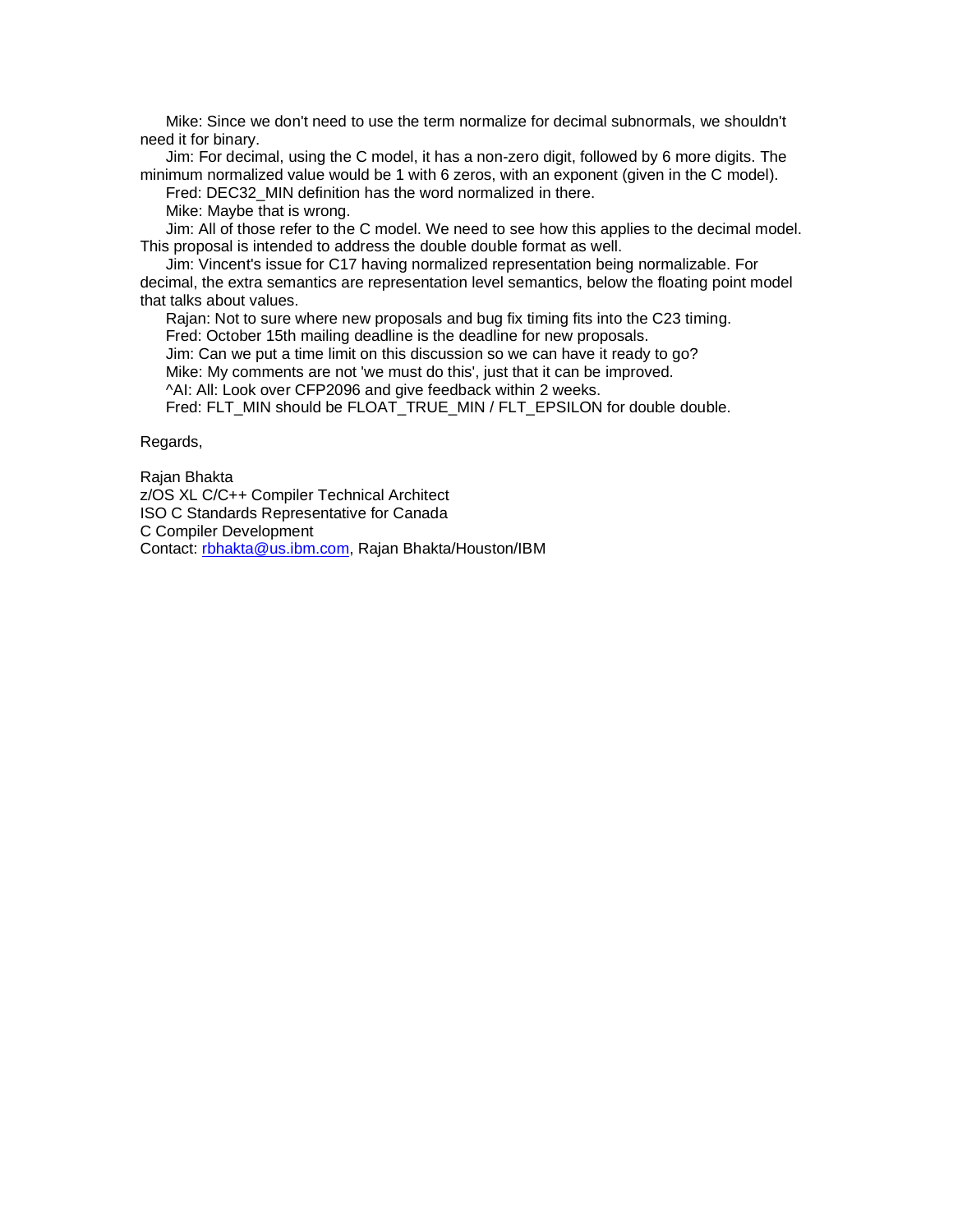Mike: Since we don't need to use the term normalize for decimal subnormals, we shouldn't need it for binary.

Jim: For decimal, using the C model, it has a non-zero digit, followed by 6 more digits. The minimum normalized value would be 1 with 6 zeros, with an exponent (given in the C model).

Fred: DEC32_MIN definition has the word normalized in there.

Mike: Maybe that is wrong.

Jim: All of those refer to the C model. We need to see how this applies to the decimal model. This proposal is intended to address the double double format as well.

Jim: Vincent's issue for C17 having normalized representation being normalizable. For decimal, the extra semantics are representation level semantics, below the floating point model that talks about values.

Rajan: Not to sure where new proposals and bug fix timing fits into the C23 timing.

Fred: October 15th mailing deadline is the deadline for new proposals.

Jim: Can we put a time limit on this discussion so we can have it ready to go?

Mike: My comments are not 'we must do this', just that it can be improved.

^AI: All: Look over CFP2096 and give feedback within 2 weeks.

Fred: FLT_MIN should be FLOAT_TRUE_MIN / FLT_EPSILON for double double.

Regards,

Rajan Bhakta  
z/OS XL C/C++ Compiler Technical Architect  
ISO C Standards Representative for Canada  
C Compiler Development  
Contact: rbhakta@us.ibm.com, Rajan Bhakta/Houston/IBM